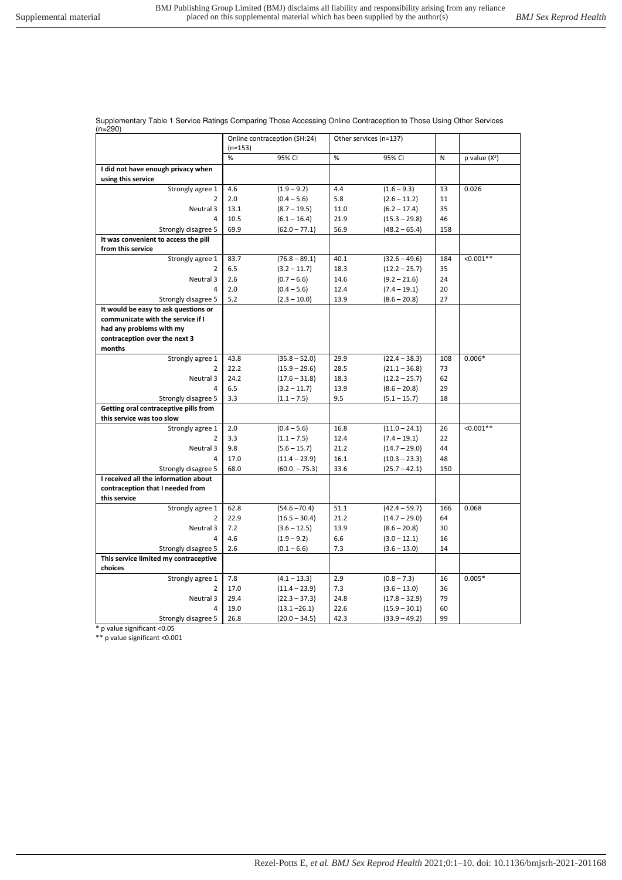Supplementary Table 1 Service Ratings Comparing Those Accessing Online Contraception to Those Using Other Services (n=290)

| | Online contraception (SH:24) (n=153) | | Other services (n=137) | | | |
|---|---|---|---|---|---|---|
| | % | 95% CI | % | 95% CI | N | p value ($X^2$) |
| **I did not have enough privacy when using this service** | | | | | | |
| Strongly agree 1 | 4.6 | (1.9 – 9.2) | 4.4 | (1.6 – 9.3) | 13 | 0.026 |
| 2 | 2.0 | (0.4 – 5.6) | 5.8 | (2.6 – 11.2) | 11 | |
| Neutral 3 | 13.1 | (8.7 – 19.5) | 11.0 | (6.2 – 17.4) | 35 | |
| 4 | 10.5 | (6.1 – 16.4) | 21.9 | (15.3 – 29.8) | 46 | |
| Strongly disagree 5 | 69.9 | (62.0 – 77.1) | 56.9 | (48.2 – 65.4) | 158 | |
| **It was convenient to access the pill from this service** | | | | | | |
| Strongly agree 1 | 83.7 | (76.8 – 89.1) | 40.1 | (32.6 – 49.6) | 184 | <0.001** |
| 2 | 6.5 | (3.2 – 11.7) | 18.3 | (12.2 – 25.7) | 35 | |
| Neutral 3 | 2.6 | (0.7 – 6.6) | 14.6 | (9.2 – 21.6) | 24 | |
| 4 | 2.0 | (0.4 – 5.6) | 12.4 | (7.4 – 19.1) | 20 | |
| Strongly disagree 5 | 5.2 | (2.3 – 10.0) | 13.9 | (8.6 – 20.8) | 27 | |
| **It would be easy to ask questions or communicate with the service if I had any problems with my contraception over the next 3 months** | | | | | | |
| Strongly agree 1 | 43.8 | (35.8 – 52.0) | 29.9 | (22.4 – 38.3) | 108 | 0.006* |
| 2 | 22.2 | (15.9 – 29.6) | 28.5 | (21.1 – 36.8) | 73 | |
| Neutral 3 | 24.2 | (17.6 – 31.8) | 18.3 | (12.2 – 25.7) | 62 | |
| 4 | 6.5 | (3.2 – 11.7) | 13.9 | (8.6 – 20.8) | 29 | |
| Strongly disagree 5 | 3.3 | (1.1 – 7.5) | 9.5 | (5.1 – 15.7) | 18 | |
| **Getting oral contraceptive pills from this service was too slow** | | | | | | |
| Strongly agree 1 | 2.0 | (0.4 – 5.6) | 16.8 | (11.0 – 24.1) | 26 | <0.001** |
| 2 | 3.3 | (1.1 – 7.5) | 12.4 | (7.4 – 19.1) | 22 | |
| Neutral 3 | 9.8 | (5.6 – 15.7) | 21.2 | (14.7 – 29.0) | 44 | |
| 4 | 17.0 | (11.4 – 23.9) | 16.1 | (10.3 – 23.3) | 48 | |
| Strongly disagree 5 | 68.0 | (60.0. – 75.3) | 33.6 | (25.7 – 42.1) | 150 | |
| **I received all the information about contraception that I needed from this service** | | | | | | |
| Strongly agree 1 | 62.8 | (54.6 –70.4) | 51.1 | (42.4 – 59.7) | 166 | 0.068 |
| 2 | 22.9 | (16.5 – 30.4) | 21.2 | (14.7 – 29.0) | 64 | |
| Neutral 3 | 7.2 | (3.6 – 12.5) | 13.9 | (8.6 – 20.8) | 30 | |
| 4 | 4.6 | (1.9 – 9.2) | 6.6 | (3.0 – 12.1) | 16 | |
| Strongly disagree 5 | 2.6 | (0.1 – 6.6) | 7.3 | (3.6 – 13.0) | 14 | |
| **This service limited my contraceptive choices** | | | | | | |
| Strongly agree 1 | 7.8 | (4.1 – 13.3) | 2.9 | (0.8 – 7.3) | 16 | 0.005* |
| 2 | 17.0 | (11.4 – 23.9) | 7.3 | (3.6 – 13.0) | 36 | |
| Neutral 3 | 29.4 | (22.3 – 37.3) | 24.8 | (17.8 – 32.9) | 79 | |
| 4 | 19.0 | (13.1 –26.1) | 22.6 | (15.9 – 30.1) | 60 | |
| Strongly disagree 5 | 26.8 | (20.0 – 34.5) | 42.3 | (33.9 – 49.2) | 99 | |

\* p value significant <0.05

** p value significant <0.001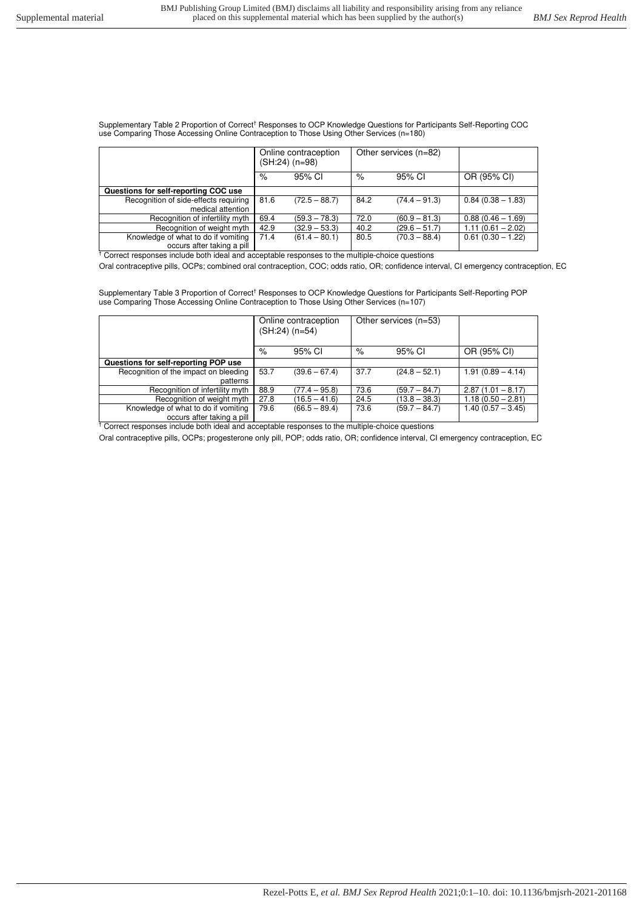Supplementary Table 2 Proportion of Correct[†] Responses to OCP Knowledge Questions for Participants Self-Reporting COC use Comparing Those Accessing Online Contraception to Those Using Other Services (n=180)

| | Online contraception (SH:24) (n=98) | | Other services (n=82) | | |
|---|---|---|---|---|---|
| | % | 95% CI | % | 95% CI | OR (95% CI) |
| **Questions for self-reporting COC use** | | | | | |
| Recognition of side-effects requiring medical attention | 81.6 | (72.5 – 88.7) | 84.2 | (74.4 – 91.3) | 0.84 (0.38 – 1.83) |
| Recognition of infertility myth | 69.4 | (59.3 – 78.3) | 72.0 | (60.9 – 81.3) | 0.88 (0.46 – 1.69) |
| Recognition of weight myth | 42.9 | (32.9 – 53.3) | 40.2 | (29.6 – 51.7) | 1.11 (0.61 – 2.02) |
| Knowledge of what to do if vomiting occurs after taking a pill | 71.4 | (61.4 – 80.1) | 80.5 | (70.3 – 88.4) | 0.61 (0.30 – 1.22) |

[†] Correct responses include both ideal and acceptable responses to the multiple-choice questions

Oral contraceptive pills, OCPs; combined oral contraception, COC; odds ratio, OR; confidence interval, CI emergency contraception, EC

Supplementary Table 3 Proportion of Correct[†] Responses to OCP Knowledge Questions for Participants Self-Reporting POP use Comparing Those Accessing Online Contraception to Those Using Other Services (n=107)

| | Online contraception (SH:24) (n=54) | | Other services (n=53) | | |
|---|---|---|---|---|---|
| | % | 95% CI | % | 95% CI | OR (95% CI) |
| **Questions for self-reporting POP use** | | | | | |
| Recognition of the impact on bleeding patterns | 53.7 | (39.6 – 67.4) | 37.7 | (24.8 – 52.1) | 1.91 (0.89 – 4.14) |
| Recognition of infertility myth | 88.9 | (77.4 – 95.8) | 73.6 | (59.7 – 84.7) | 2.87 (1.01 – 8.17) |
| Recognition of weight myth | 27.8 | (16.5 – 41.6) | 24.5 | (13.8 – 38.3) | 1.18 (0.50 – 2.81) |
| Knowledge of what to do if vomiting occurs after taking a pill | 79.6 | (66.5 – 89.4) | 73.6 | (59.7 – 84.7) | 1.40 (0.57 – 3.45) |

[†] Correct responses include both ideal and acceptable responses to the multiple-choice questions

Oral contraceptive pills, OCPs; progesterone only pill, POP; odds ratio, OR; confidence interval, CI emergency contraception, EC